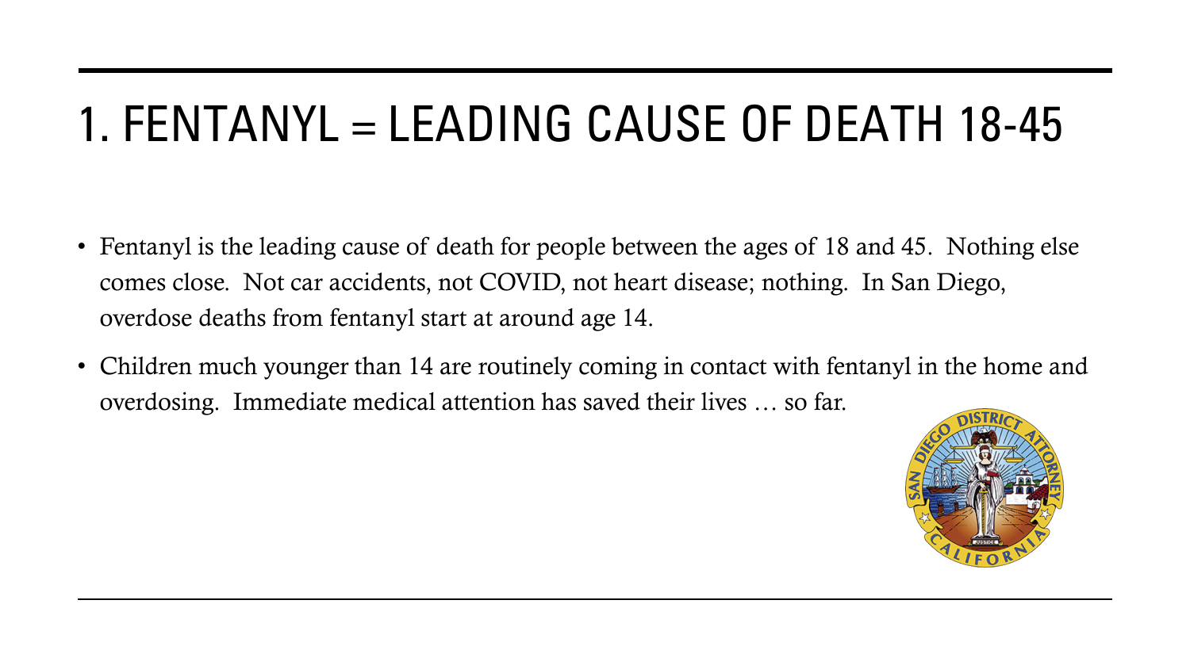# 1. FENTANYL = LEADING CAUSE OF DEATH 18-45

- Fentanyl is the leading cause of death for people between the ages of 18 and 45. Nothing else comes close. Not car accidents, not COVID, not heart disease; nothing. In San Diego, overdose deaths from fentanyl start at around age 14.
- Children much younger than 14 are routinely coming in contact with fentanyl in the home and overdosing. Immediate medical attention has saved their lives … so far.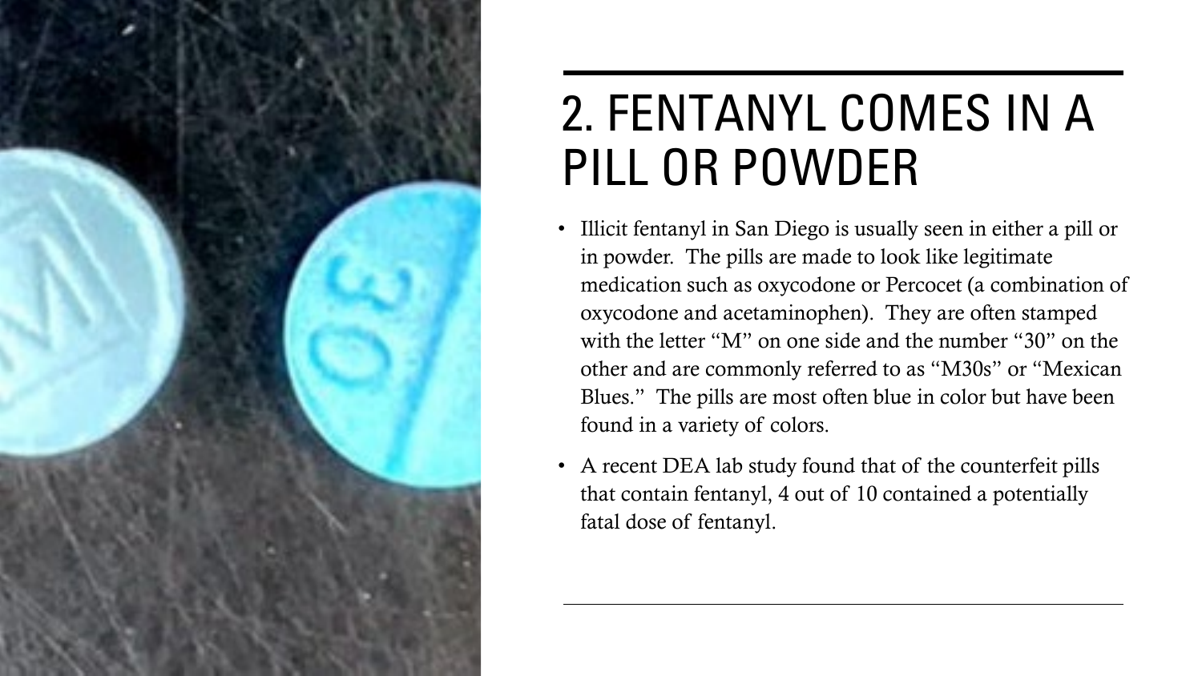# 2. FENTANYL COMES IN A PILL OR POWDER

- Illicit fentanyl in San Diego is usually seen in either a pill or in powder. The pills are made to look like legitimate medication such as oxycodone or Percocet (a combination of oxycodone and acetaminophen). They are often stamped with the letter "M" on one side and the number "30" on the other and are commonly referred to as "M30s" or "Mexican Blues." The pills are most often blue in color but have been found in a variety of colors.
- A recent DEA lab study found that of the counterfeit pills that contain fentanyl, 4 out of 10 contained a potentially fatal dose of fentanyl.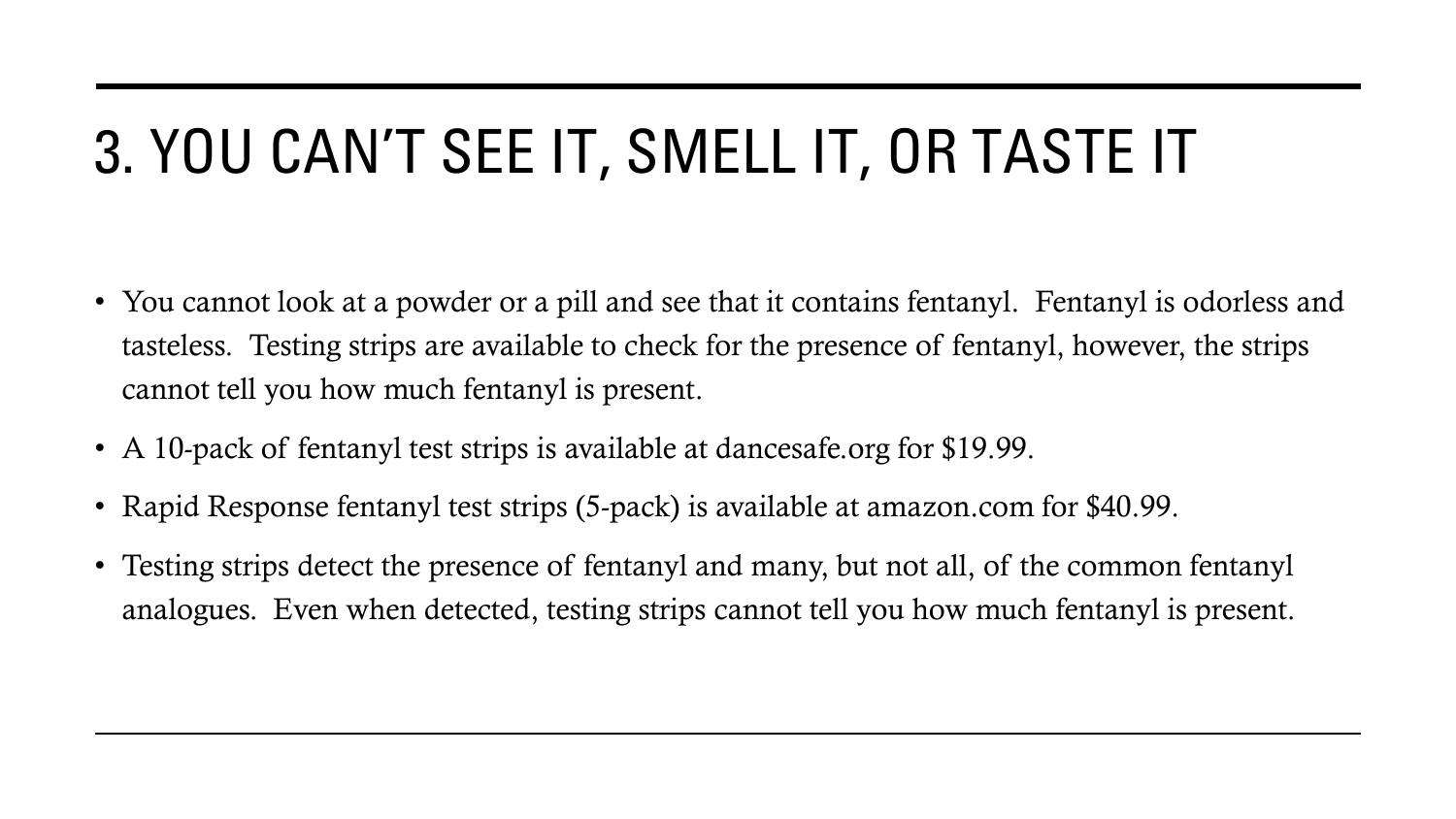# 3. YOU CAN'T SEE IT, SMELL IT, OR TASTE IT

- You cannot look at a powder or a pill and see that it contains fentanyl. Fentanyl is odorless and tasteless. Testing strips are available to check for the presence of fentanyl, however, the strips cannot tell you how much fentanyl is present.
- A 10-pack of fentanyl test strips is available at dancesafe.org for $19.99.
- Rapid Response fentanyl test strips (5-pack) is available at amazon.com for $40.99.
- Testing strips detect the presence of fentanyl and many, but not all, of the common fentanyl analogues. Even when detected, testing strips cannot tell you how much fentanyl is present.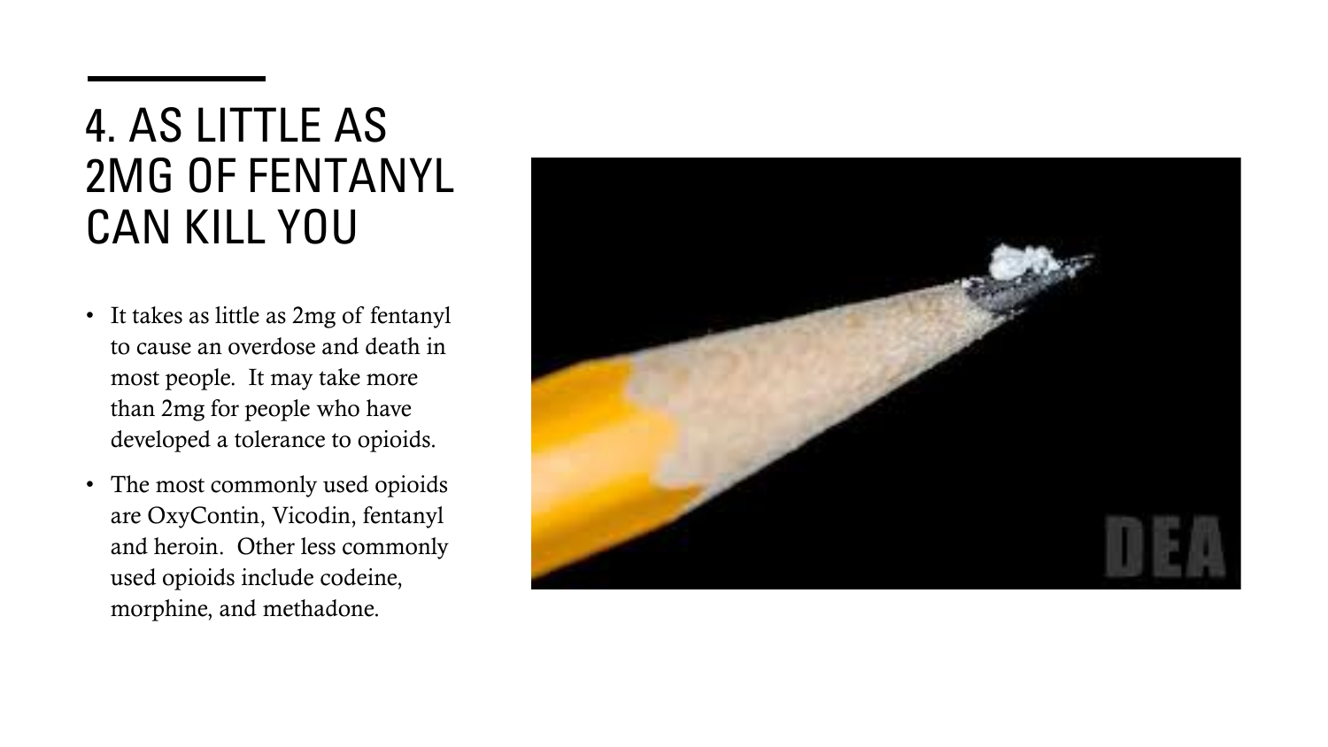# 4. AS LITTLE AS 2MG OF FENTANYL CAN KILL YOU

- It takes as little as 2mg of fentanyl to cause an overdose and death in most people. It may take more than 2mg for people who have developed a tolerance to opioids.
- The most commonly used opioids are OxyContin, Vicodin, fentanyl and heroin. Other less commonly used opioids include codeine, morphine, and methadone.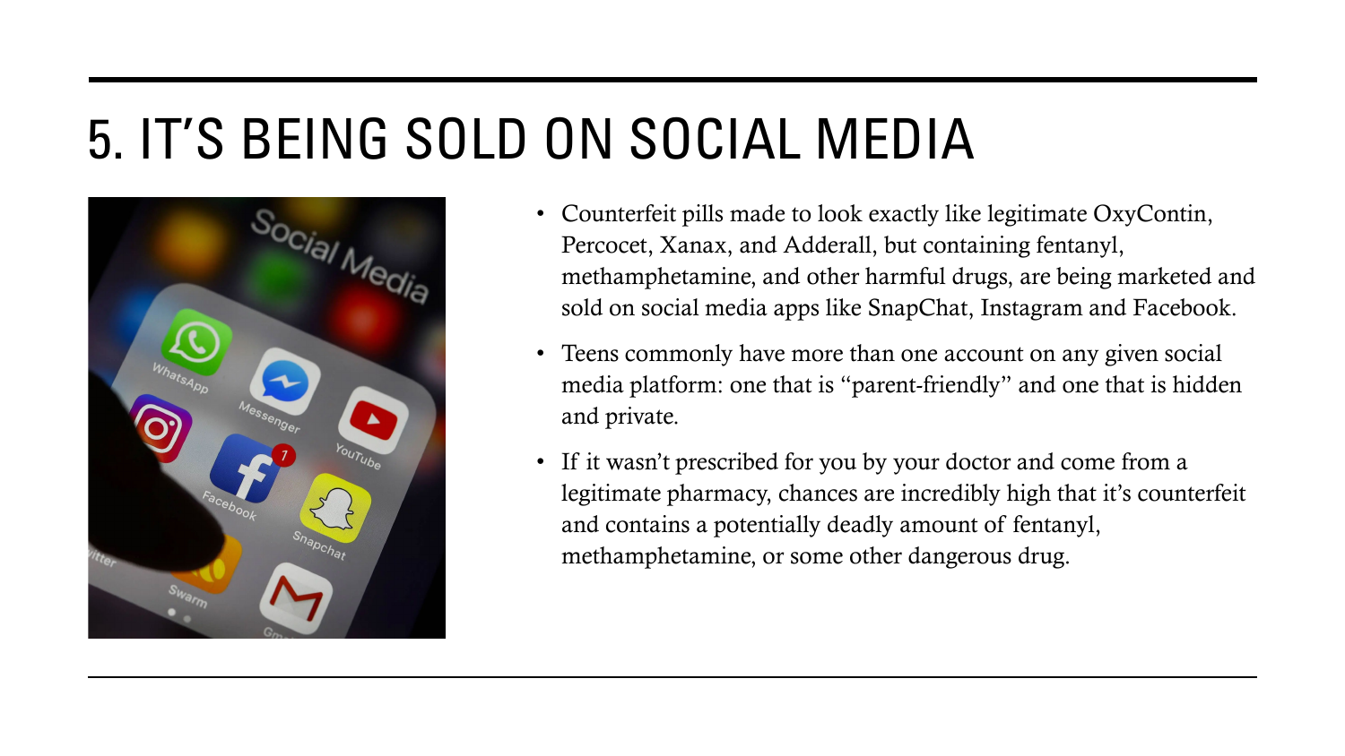# 5. IT'S BEING SOLD ON SOCIAL MEDIA

- Counterfeit pills made to look exactly like legitimate OxyContin, Percocet, Xanax, and Adderall, but containing fentanyl, methamphetamine, and other harmful drugs, are being marketed and sold on social media apps like SnapChat, Instagram and Facebook.
- Teens commonly have more than one account on any given social media platform: one that is "parent-friendly" and one that is hidden and private.
- If it wasn't prescribed for you by your doctor and come from a legitimate pharmacy, chances are incredibly high that it's counterfeit and contains a potentially deadly amount of fentanyl, methamphetamine, or some other dangerous drug.